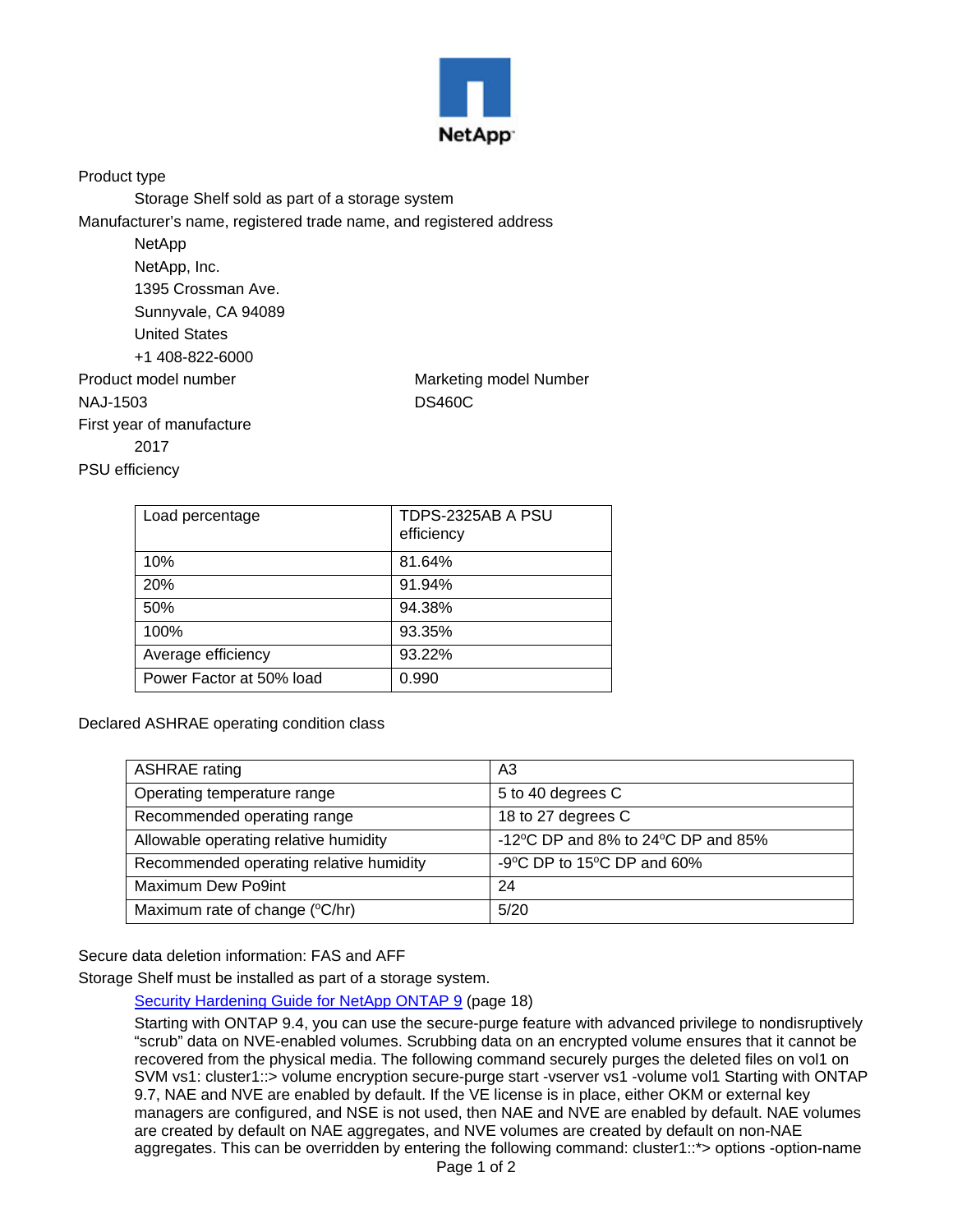Product type

Storage Shelf sold as part of a storage system

Manufacturer's name, registered trade name, and registered address

NetApp
NetApp, Inc.
1395 Crossman Ave.
Sunnyvale, CA 94089
United States
+1 408-822-6000

| Product model number | Marketing model Number |
|---|---|
| NAJ-1503 | DS460C |

First year of manufacture

2017

PSU efficiency

| Load percentage | TDPS-2325AB A PSU efficiency |
|---|---|
| 10% | 81.64% |
| 20% | 91.94% |
| 50% | 94.38% |
| 100% | 93.35% |
| Average efficiency | 93.22% |
| Power Factor at 50% load | 0.990 |

Declared ASHRAE operating condition class

| ASHRAE rating | A3 |
|---|---|
| Operating temperature range | 5 to 40 degrees C |
| Recommended operating range | 18 to 27 degrees C |
| Allowable operating relative humidity | -12°C DP and 8% to 24°C DP and 85% |
| Recommended operating relative humidity | -9°C DP to 15°C DP and 60% |
| Maximum Dew Po9int | 24 |
| Maximum rate of change (°C/hr) | 5/20 |

Secure data deletion information: FAS and AFF

Storage Shelf must be installed as part of a storage system.

[Security Hardening Guide for NetApp ONTAP 9](Security Hardening Guide for NetApp ONTAP 9) (page 18)

Starting with ONTAP 9.4, you can use the secure-purge feature with advanced privilege to nondisruptively "scrub" data on NVE-enabled volumes. Scrubbing data on an encrypted volume ensures that it cannot be recovered from the physical media. The following command securely purges the deleted files on vol1 on SVM vs1: cluster1::> volume encryption secure-purge start -vserver vs1 -volume vol1 Starting with ONTAP 9.7, NAE and NVE are enabled by default. If the VE license is in place, either OKM or external key managers are configured, and NSE is not used, then NAE and NVE are enabled by default. NAE volumes are created by default on NAE aggregates, and NVE volumes are created by default on non-NAE aggregates. This can be overridden by entering the following command: cluster1::*> options -option-name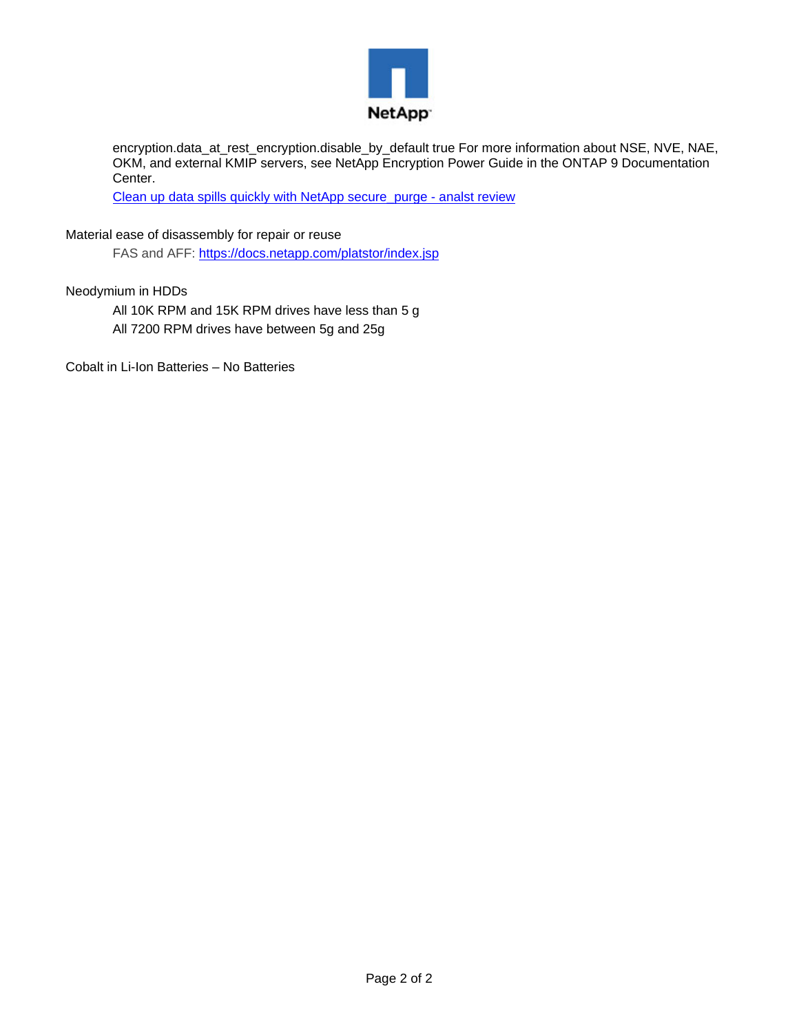encryption.data_at_rest_encryption.disable_by_default true For more information about NSE, NVE, NAE, OKM, and external KMIP servers, see NetApp Encryption Power Guide in the ONTAP 9 Documentation Center.

[Clean up data spills quickly with NetApp secure_purge - analst review]()

Material ease of disassembly for repair or reuse

FAS and AFF: [https://docs.netapp.com/platstor/index.jsp](https://docs.netapp.com/platstor/index.jsp)

Neodymium in HDDs

All 10K RPM and 15K RPM drives have less than 5 g

All 7200 RPM drives have between 5g and 25g

Cobalt in Li-Ion Batteries – No Batteries